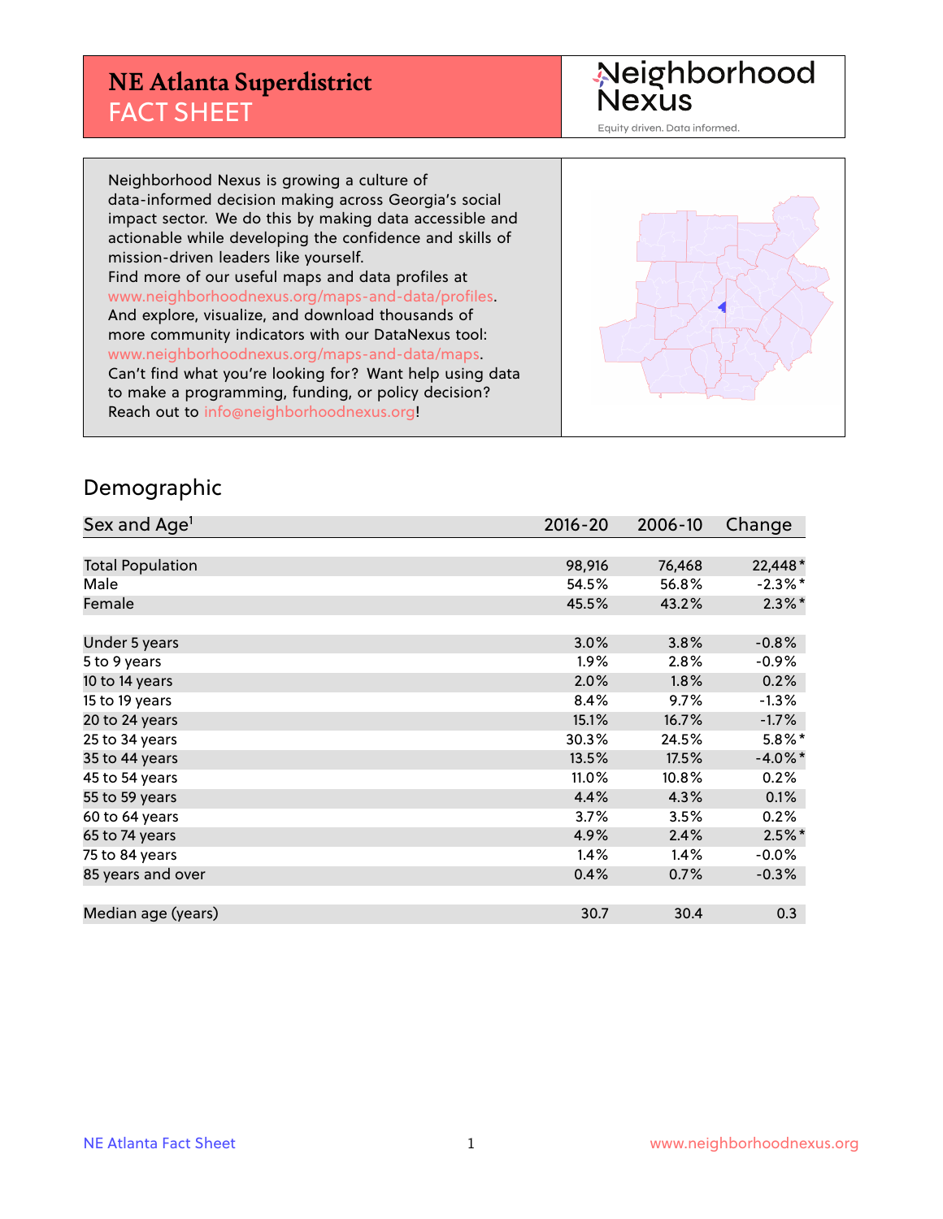# NE Atlanta Superdistrict
## FACT SHEET

Neighborhood Nexus
Equity driven. Data informed.

Neighborhood Nexus is growing a culture of data-informed decision making across Georgia's social impact sector. We do this by making data accessible and actionable while developing the confidence and skills of mission-driven leaders like yourself.
Find more of our useful maps and data profiles at www.neighborhoodnexus.org/maps-and-data/profiles.
And explore, visualize, and download thousands of more community indicators with our DataNexus tool: www.neighborhoodnexus.org/maps-and-data/maps.
Can't find what you're looking for? Want help using data to make a programming, funding, or policy decision?
Reach out to info@neighborhoodnexus.org!

## Demographic

| Sex and Age[1] | 2016-20 | 2006-10 | Change |
|---|---|---|---|
| Total Population | 98,916 | 76,468 | 22,448* |
| Male | 54.5% | 56.8% | -2.3%* |
| Female | 45.5% | 43.2% | 2.3%* |
| | | | |
| Under 5 years | 3.0% | 3.8% | -0.8% |
| 5 to 9 years | 1.9% | 2.8% | -0.9% |
| 10 to 14 years | 2.0% | 1.8% | 0.2% |
| 15 to 19 years | 8.4% | 9.7% | -1.3% |
| 20 to 24 years | 15.1% | 16.7% | -1.7% |
| 25 to 34 years | 30.3% | 24.5% | 5.8%* |
| 35 to 44 years | 13.5% | 17.5% | -4.0%* |
| 45 to 54 years | 11.0% | 10.8% | 0.2% |
| 55 to 59 years | 4.4% | 4.3% | 0.1% |
| 60 to 64 years | 3.7% | 3.5% | 0.2% |
| 65 to 74 years | 4.9% | 2.4% | 2.5%* |
| 75 to 84 years | 1.4% | 1.4% | -0.0% |
| 85 years and over | 0.4% | 0.7% | -0.3% |
| | | | |
| Median age (years) | 30.7 | 30.4 | 0.3 |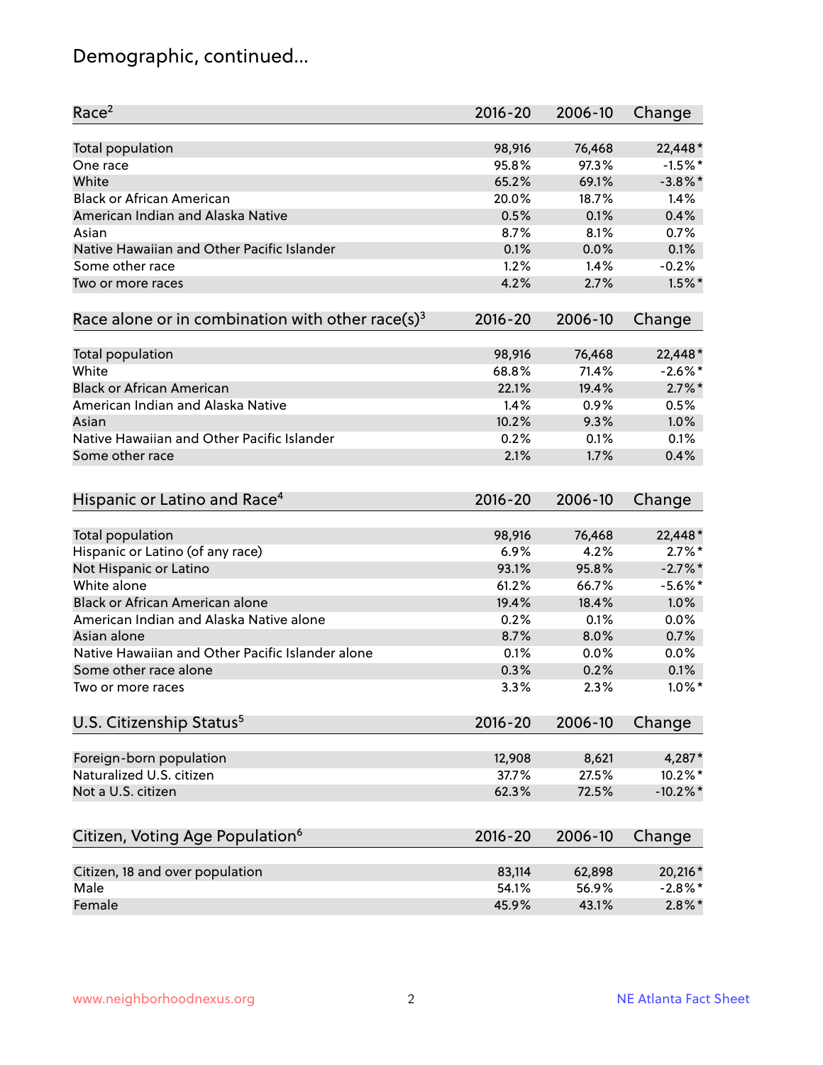## Demographic, continued...

| Race[2] | 2016-20 | 2006-10 | Change |
|---|---|---|---|
| Total population | 98,916 | 76,468 | 22,448* |
| One race | 95.8% | 97.3% | -1.5%* |
| White | 65.2% | 69.1% | -3.8%* |
| Black or African American | 20.0% | 18.7% | 1.4% |
| American Indian and Alaska Native | 0.5% | 0.1% | 0.4% |
| Asian | 8.7% | 8.1% | 0.7% |
| Native Hawaiian and Other Pacific Islander | 0.1% | 0.0% | 0.1% |
| Some other race | 1.2% | 1.4% | -0.2% |
| Two or more races | 4.2% | 2.7% | 1.5%* |

| Race alone or in combination with other race(s)[3] | 2016-20 | 2006-10 | Change |
|---|---|---|---|
| Total population | 98,916 | 76,468 | 22,448* |
| White | 68.8% | 71.4% | -2.6%* |
| Black or African American | 22.1% | 19.4% | 2.7%* |
| American Indian and Alaska Native | 1.4% | 0.9% | 0.5% |
| Asian | 10.2% | 9.3% | 1.0% |
| Native Hawaiian and Other Pacific Islander | 0.2% | 0.1% | 0.1% |
| Some other race | 2.1% | 1.7% | 0.4% |

| Hispanic or Latino and Race[4] | 2016-20 | 2006-10 | Change |
|---|---|---|---|
| Total population | 98,916 | 76,468 | 22,448* |
| Hispanic or Latino (of any race) | 6.9% | 4.2% | 2.7%* |
| Not Hispanic or Latino | 93.1% | 95.8% | -2.7%* |
| White alone | 61.2% | 66.7% | -5.6%* |
| Black or African American alone | 19.4% | 18.4% | 1.0% |
| American Indian and Alaska Native alone | 0.2% | 0.1% | 0.0% |
| Asian alone | 8.7% | 8.0% | 0.7% |
| Native Hawaiian and Other Pacific Islander alone | 0.1% | 0.0% | 0.0% |
| Some other race alone | 0.3% | 0.2% | 0.1% |
| Two or more races | 3.3% | 2.3% | 1.0%* |

| U.S. Citizenship Status[5] | 2016-20 | 2006-10 | Change |
|---|---|---|---|
| Foreign-born population | 12,908 | 8,621 | 4,287* |
| Naturalized U.S. citizen | 37.7% | 27.5% | 10.2%* |
| Not a U.S. citizen | 62.3% | 72.5% | -10.2%* |

| Citizen, Voting Age Population[6] | 2016-20 | 2006-10 | Change |
|---|---|---|---|
| Citizen, 18 and over population | 83,114 | 62,898 | 20,216* |
| Male | 54.1% | 56.9% | -2.8%* |
| Female | 45.9% | 43.1% | 2.8%* |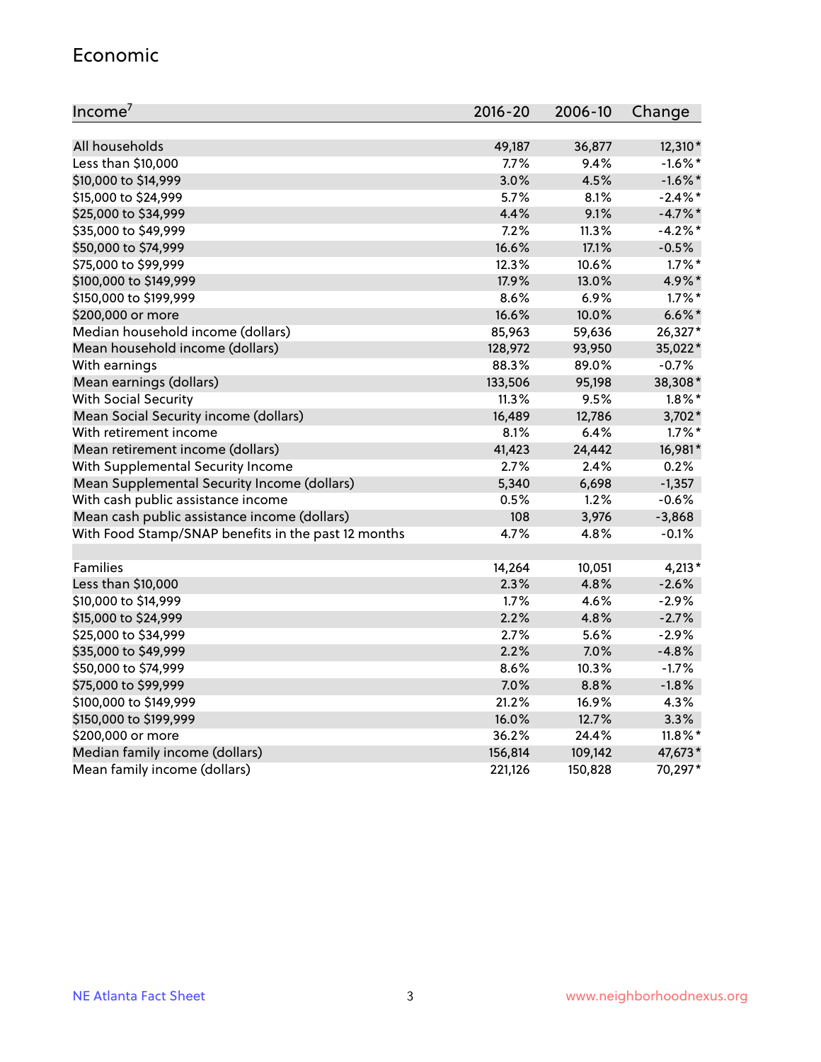## Economic

| Income[7] | 2016-20 | 2006-10 | Change |
|---|---|---|---|
| All households | 49,187 | 36,877 | 12,310* |
| Less than $10,000 | 7.7% | 9.4% | -1.6%* |
| $10,000 to $14,999 | 3.0% | 4.5% | -1.6%* |
| $15,000 to $24,999 | 5.7% | 8.1% | -2.4%* |
| $25,000 to $34,999 | 4.4% | 9.1% | -4.7%* |
| $35,000 to $49,999 | 7.2% | 11.3% | -4.2%* |
| $50,000 to $74,999 | 16.6% | 17.1% | -0.5% |
| $75,000 to $99,999 | 12.3% | 10.6% | 1.7%* |
| $100,000 to $149,999 | 17.9% | 13.0% | 4.9%* |
| $150,000 to $199,999 | 8.6% | 6.9% | 1.7%* |
| $200,000 or more | 16.6% | 10.0% | 6.6%* |
| Median household income (dollars) | 85,963 | 59,636 | 26,327* |
| Mean household income (dollars) | 128,972 | 93,950 | 35,022* |
| With earnings | 88.3% | 89.0% | -0.7% |
| Mean earnings (dollars) | 133,506 | 95,198 | 38,308* |
| With Social Security | 11.3% | 9.5% | 1.8%* |
| Mean Social Security income (dollars) | 16,489 | 12,786 | 3,702* |
| With retirement income | 8.1% | 6.4% | 1.7%* |
| Mean retirement income (dollars) | 41,423 | 24,442 | 16,981* |
| With Supplemental Security Income | 2.7% | 2.4% | 0.2% |
| Mean Supplemental Security Income (dollars) | 5,340 | 6,698 | -1,357 |
| With cash public assistance income | 0.5% | 1.2% | -0.6% |
| Mean cash public assistance income (dollars) | 108 | 3,976 | -3,868 |
| With Food Stamp/SNAP benefits in the past 12 months | 4.7% | 4.8% | -0.1% |
| | | | |
| Families | 14,264 | 10,051 | 4,213* |
| Less than $10,000 | 2.3% | 4.8% | -2.6% |
| $10,000 to $14,999 | 1.7% | 4.6% | -2.9% |
| $15,000 to $24,999 | 2.2% | 4.8% | -2.7% |
| $25,000 to $34,999 | 2.7% | 5.6% | -2.9% |
| $35,000 to $49,999 | 2.2% | 7.0% | -4.8% |
| $50,000 to $74,999 | 8.6% | 10.3% | -1.7% |
| $75,000 to $99,999 | 7.0% | 8.8% | -1.8% |
| $100,000 to $149,999 | 21.2% | 16.9% | 4.3% |
| $150,000 to $199,999 | 16.0% | 12.7% | 3.3% |
| $200,000 or more | 36.2% | 24.4% | 11.8%* |
| Median family income (dollars) | 156,814 | 109,142 | 47,673* |
| Mean family income (dollars) | 221,126 | 150,828 | 70,297* |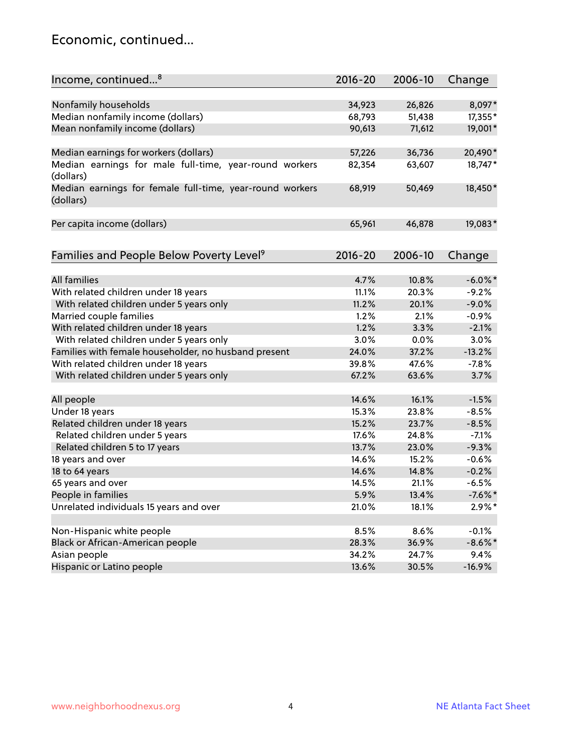## Economic, continued...

| Income, continued...[8] | 2016-20 | 2006-10 | Change |
|---|---|---|---|
| Nonfamily households | 34,923 | 26,826 | 8,097* |
| Median nonfamily income (dollars) | 68,793 | 51,438 | 17,355* |
| Mean nonfamily income (dollars) | 90,613 | 71,612 | 19,001* |
| Median earnings for workers (dollars) | 57,226 | 36,736 | 20,490* |
| Median earnings for male full-time, year-round workers (dollars) | 82,354 | 63,607 | 18,747* |
| Median earnings for female full-time, year-round workers (dollars) | 68,919 | 50,469 | 18,450* |
| Per capita income (dollars) | 65,961 | 46,878 | 19,083* |

| Families and People Below Poverty Level[9] | 2016-20 | 2006-10 | Change |
|---|---|---|---|
| All families | 4.7% | 10.8% | -6.0%* |
| With related children under 18 years | 11.1% | 20.3% | -9.2% |
| With related children under 5 years only | 11.2% | 20.1% | -9.0% |
| Married couple families | 1.2% | 2.1% | -0.9% |
| With related children under 18 years | 1.2% | 3.3% | -2.1% |
| With related children under 5 years only | 3.0% | 0.0% | 3.0% |
| Families with female householder, no husband present | 24.0% | 37.2% | -13.2% |
| With related children under 18 years | 39.8% | 47.6% | -7.8% |
| With related children under 5 years only | 67.2% | 63.6% | 3.7% |
| All people | 14.6% | 16.1% | -1.5% |
| Under 18 years | 15.3% | 23.8% | -8.5% |
| Related children under 18 years | 15.2% | 23.7% | -8.5% |
| Related children under 5 years | 17.6% | 24.8% | -7.1% |
| Related children 5 to 17 years | 13.7% | 23.0% | -9.3% |
| 18 years and over | 14.6% | 15.2% | -0.6% |
| 18 to 64 years | 14.6% | 14.8% | -0.2% |
| 65 years and over | 14.5% | 21.1% | -6.5% |
| People in families | 5.9% | 13.4% | -7.6%* |
| Unrelated individuals 15 years and over | 21.0% | 18.1% | 2.9%* |
| Non-Hispanic white people | 8.5% | 8.6% | -0.1% |
| Black or African-American people | 28.3% | 36.9% | -8.6%* |
| Asian people | 34.2% | 24.7% | 9.4% |
| Hispanic or Latino people | 13.6% | 30.5% | -16.9% |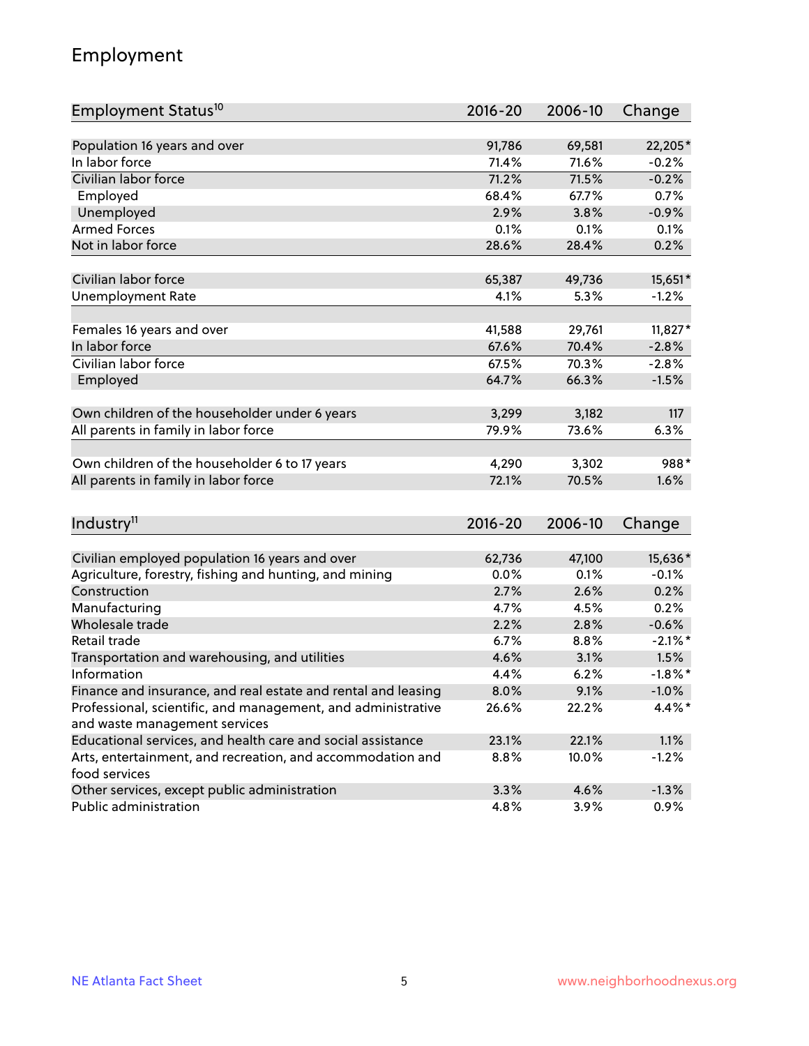## Employment

| Employment Status[10] | 2016-20 | 2006-10 | Change |
|---|---|---|---|
| Population 16 years and over | 91,786 | 69,581 | 22,205* |
| In labor force | 71.4% | 71.6% | -0.2% |
| Civilian labor force | 71.2% | 71.5% | -0.2% |
| Employed | 68.4% | 67.7% | 0.7% |
| Unemployed | 2.9% | 3.8% | -0.9% |
| Armed Forces | 0.1% | 0.1% | 0.1% |
| Not in labor force | 28.6% | 28.4% | 0.2% |
| | | | |
| Civilian labor force | 65,387 | 49,736 | 15,651* |
| Unemployment Rate | 4.1% | 5.3% | -1.2% |
| | | | |
| Females 16 years and over | 41,588 | 29,761 | 11,827* |
| In labor force | 67.6% | 70.4% | -2.8% |
| Civilian labor force | 67.5% | 70.3% | -2.8% |
| Employed | 64.7% | 66.3% | -1.5% |
| | | | |
| Own children of the householder under 6 years | 3,299 | 3,182 | 117 |
| All parents in family in labor force | 79.9% | 73.6% | 6.3% |
| | | | |
| Own children of the householder 6 to 17 years | 4,290 | 3,302 | 988* |
| All parents in family in labor force | 72.1% | 70.5% | 1.6% |

| Industry[11] | 2016-20 | 2006-10 | Change |
|---|---|---|---|
| Civilian employed population 16 years and over | 62,736 | 47,100 | 15,636* |
| Agriculture, forestry, fishing and hunting, and mining | 0.0% | 0.1% | -0.1% |
| Construction | 2.7% | 2.6% | 0.2% |
| Manufacturing | 4.7% | 4.5% | 0.2% |
| Wholesale trade | 2.2% | 2.8% | -0.6% |
| Retail trade | 6.7% | 8.8% | -2.1%* |
| Transportation and warehousing, and utilities | 4.6% | 3.1% | 1.5% |
| Information | 4.4% | 6.2% | -1.8%* |
| Finance and insurance, and real estate and rental and leasing | 8.0% | 9.1% | -1.0% |
| Professional, scientific, and management, and administrative and waste management services | 26.6% | 22.2% | 4.4%* |
| Educational services, and health care and social assistance | 23.1% | 22.1% | 1.1% |
| Arts, entertainment, and recreation, and accommodation and food services | 8.8% | 10.0% | -1.2% |
| Other services, except public administration | 3.3% | 4.6% | -1.3% |
| Public administration | 4.8% | 3.9% | 0.9% |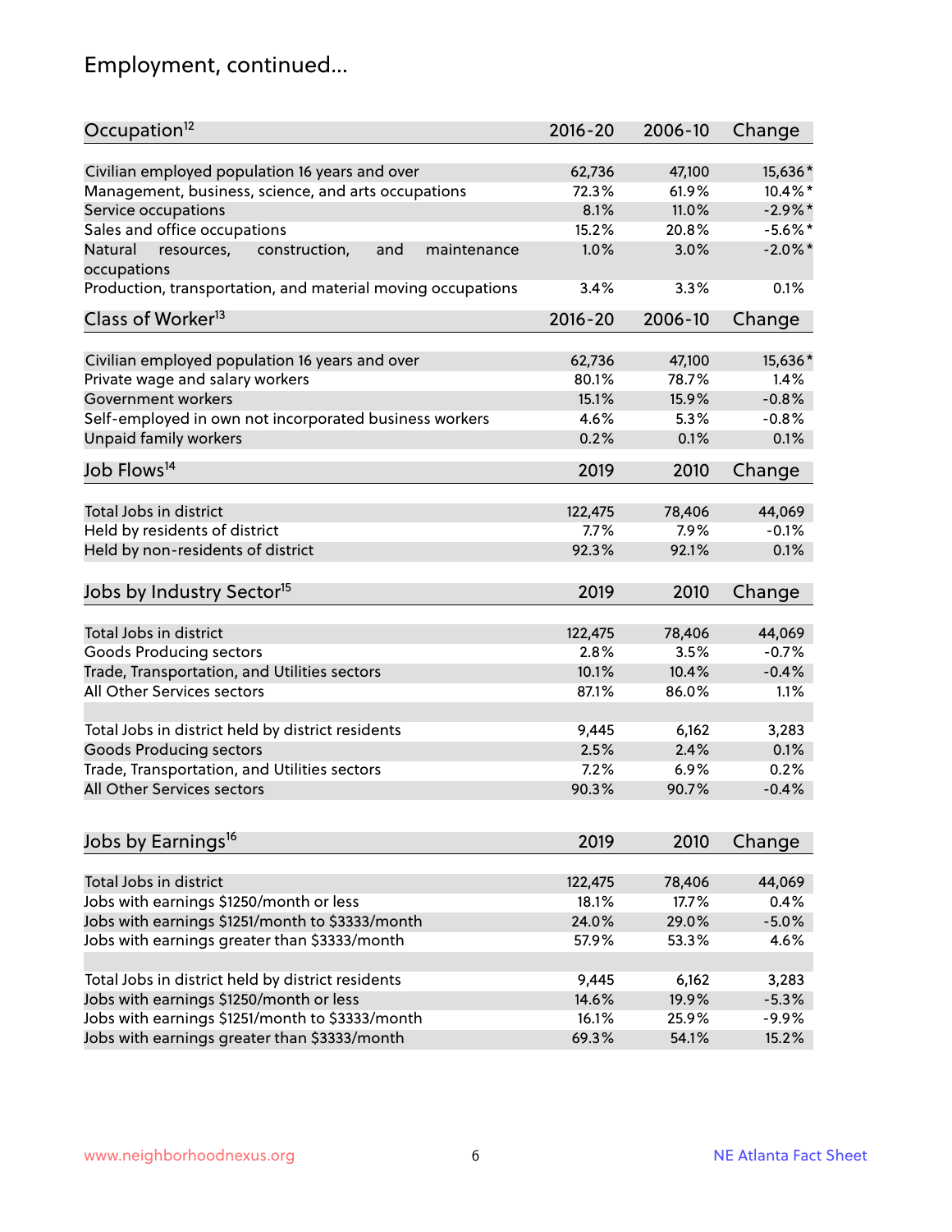# Employment, continued...

| Occupation[12] | 2016-20 | 2006-10 | Change |
|---|---|---|---|
| Civilian employed population 16 years and over | 62,736 | 47,100 | 15,636* |
| Management, business, science, and arts occupations | 72.3% | 61.9% | 10.4%* |
| Service occupations | 8.1% | 11.0% | -2.9%* |
| Sales and office occupations | 15.2% | 20.8% | -5.6%* |
| Natural resources, construction, and maintenance occupations | 1.0% | 3.0% | -2.0%* |
| Production, transportation, and material moving occupations | 3.4% | 3.3% | 0.1% |

| Class of Worker[13] | 2016-20 | 2006-10 | Change |
|---|---|---|---|
| Civilian employed population 16 years and over | 62,736 | 47,100 | 15,636* |
| Private wage and salary workers | 80.1% | 78.7% | 1.4% |
| Government workers | 15.1% | 15.9% | -0.8% |
| Self-employed in own not incorporated business workers | 4.6% | 5.3% | -0.8% |
| Unpaid family workers | 0.2% | 0.1% | 0.1% |

| Job Flows[14] | 2019 | 2010 | Change |
|---|---|---|---|
| Total Jobs in district | 122,475 | 78,406 | 44,069 |
| Held by residents of district | 7.7% | 7.9% | -0.1% |
| Held by non-residents of district | 92.3% | 92.1% | 0.1% |

| Jobs by Industry Sector[15] | 2019 | 2010 | Change |
|---|---|---|---|
| Total Jobs in district | 122,475 | 78,406 | 44,069 |
| Goods Producing sectors | 2.8% | 3.5% | -0.7% |
| Trade, Transportation, and Utilities sectors | 10.1% | 10.4% | -0.4% |
| All Other Services sectors | 87.1% | 86.0% | 1.1% |
| | | | |
| Total Jobs in district held by district residents | 9,445 | 6,162 | 3,283 |
| Goods Producing sectors | 2.5% | 2.4% | 0.1% |
| Trade, Transportation, and Utilities sectors | 7.2% | 6.9% | 0.2% |
| All Other Services sectors | 90.3% | 90.7% | -0.4% |

| Jobs by Earnings[16] | 2019 | 2010 | Change |
|---|---|---|---|
| Total Jobs in district | 122,475 | 78,406 | 44,069 |
| Jobs with earnings $1250/month or less | 18.1% | 17.7% | 0.4% |
| Jobs with earnings $1251/month to $3333/month | 24.0% | 29.0% | -5.0% |
| Jobs with earnings greater than $3333/month | 57.9% | 53.3% | 4.6% |
| | | | |
| Total Jobs in district held by district residents | 9,445 | 6,162 | 3,283 |
| Jobs with earnings $1250/month or less | 14.6% | 19.9% | -5.3% |
| Jobs with earnings $1251/month to $3333/month | 16.1% | 25.9% | -9.9% |
| Jobs with earnings greater than $3333/month | 69.3% | 54.1% | 15.2% |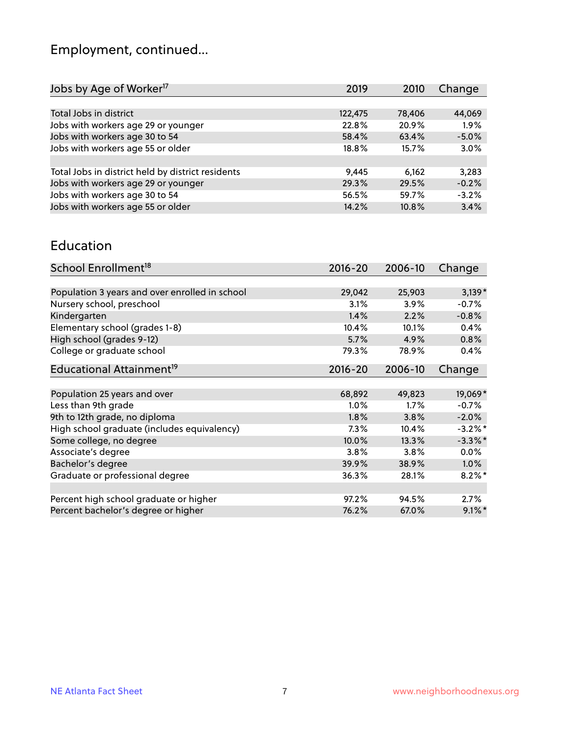## Employment, continued...

| Jobs by Age of Worker[17] | 2019 | 2010 | Change |
|---|---|---|---|
| Total Jobs in district | 122,475 | 78,406 | 44,069 |
| Jobs with workers age 29 or younger | 22.8% | 20.9% | 1.9% |
| Jobs with workers age 30 to 54 | 58.4% | 63.4% | -5.0% |
| Jobs with workers age 55 or older | 18.8% | 15.7% | 3.0% |
| | | | |
| Total Jobs in district held by district residents | 9,445 | 6,162 | 3,283 |
| Jobs with workers age 29 or younger | 29.3% | 29.5% | -0.2% |
| Jobs with workers age 30 to 54 | 56.5% | 59.7% | -3.2% |
| Jobs with workers age 55 or older | 14.2% | 10.8% | 3.4% |

## Education

| School Enrollment[18] | 2016-20 | 2006-10 | Change |
|---|---|---|---|
| Population 3 years and over enrolled in school | 29,042 | 25,903 | 3,139* |
| Nursery school, preschool | 3.1% | 3.9% | -0.7% |
| Kindergarten | 1.4% | 2.2% | -0.8% |
| Elementary school (grades 1-8) | 10.4% | 10.1% | 0.4% |
| High school (grades 9-12) | 5.7% | 4.9% | 0.8% |
| College or graduate school | 79.3% | 78.9% | 0.4% |

| Educational Attainment[19] | 2016-20 | 2006-10 | Change |
|---|---|---|---|
| Population 25 years and over | 68,892 | 49,823 | 19,069* |
| Less than 9th grade | 1.0% | 1.7% | -0.7% |
| 9th to 12th grade, no diploma | 1.8% | 3.8% | -2.0% |
| High school graduate (includes equivalency) | 7.3% | 10.4% | -3.2%* |
| Some college, no degree | 10.0% | 13.3% | -3.3%* |
| Associate's degree | 3.8% | 3.8% | 0.0% |
| Bachelor's degree | 39.9% | 38.9% | 1.0% |
| Graduate or professional degree | 36.3% | 28.1% | 8.2%* |
| | | | |
| Percent high school graduate or higher | 97.2% | 94.5% | 2.7% |
| Percent bachelor's degree or higher | 76.2% | 67.0% | 9.1%* |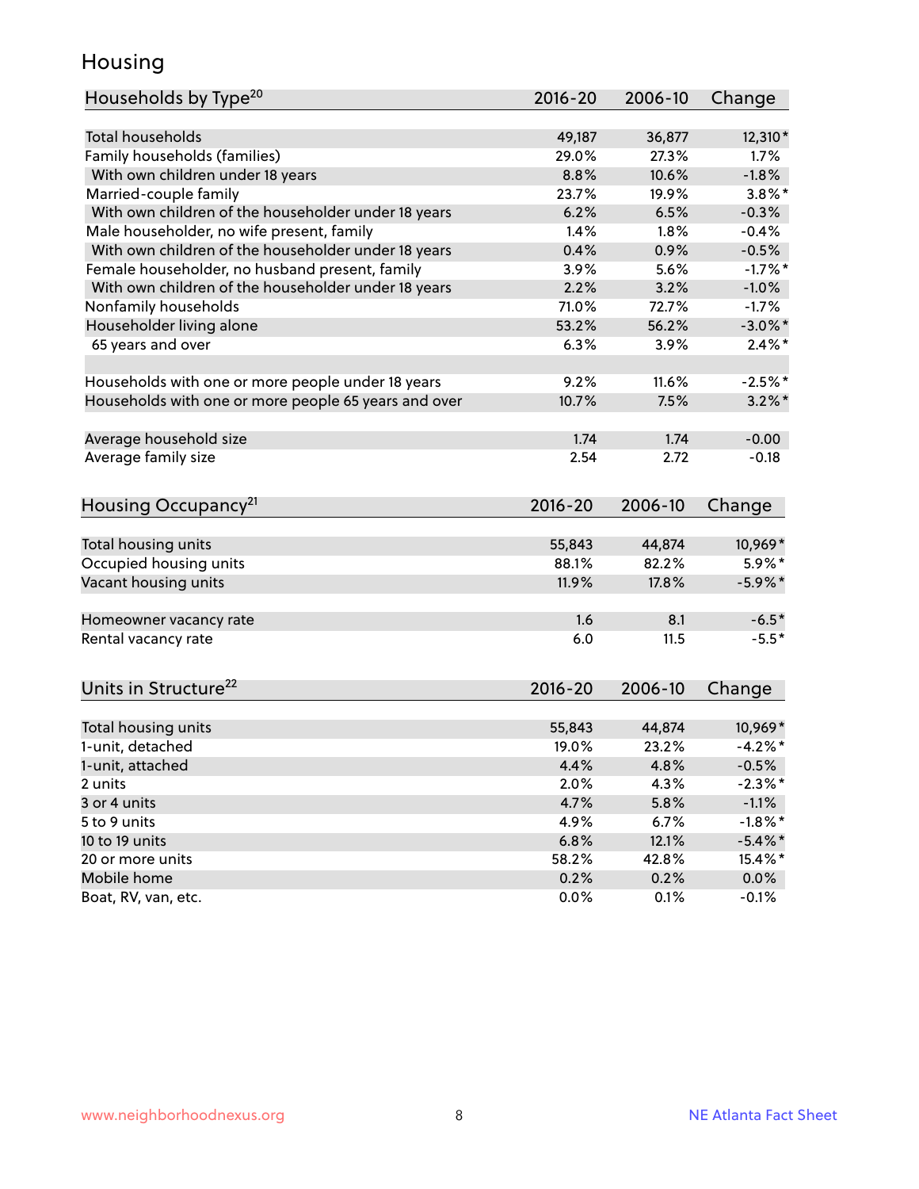## Housing

| Households by Type[20] | 2016-20 | 2006-10 | Change |
|---|---|---|---|
| Total households | 49,187 | 36,877 | 12,310* |
| Family households (families) | 29.0% | 27.3% | 1.7% |
| With own children under 18 years | 8.8% | 10.6% | -1.8% |
| Married-couple family | 23.7% | 19.9% | 3.8%* |
| With own children of the householder under 18 years | 6.2% | 6.5% | -0.3% |
| Male householder, no wife present, family | 1.4% | 1.8% | -0.4% |
| With own children of the householder under 18 years | 0.4% | 0.9% | -0.5% |
| Female householder, no husband present, family | 3.9% | 5.6% | -1.7%* |
| With own children of the householder under 18 years | 2.2% | 3.2% | -1.0% |
| Nonfamily households | 71.0% | 72.7% | -1.7% |
| Householder living alone | 53.2% | 56.2% | -3.0%* |
| 65 years and over | 6.3% | 3.9% | 2.4%* |
| | | | |
| Households with one or more people under 18 years | 9.2% | 11.6% | -2.5%* |
| Households with one or more people 65 years and over | 10.7% | 7.5% | 3.2%* |
| | | | |
| Average household size | 1.74 | 1.74 | -0.00 |
| Average family size | 2.54 | 2.72 | -0.18 |

| Housing Occupancy[21] | 2016-20 | 2006-10 | Change |
|---|---|---|---|
| Total housing units | 55,843 | 44,874 | 10,969* |
| Occupied housing units | 88.1% | 82.2% | 5.9%* |
| Vacant housing units | 11.9% | 17.8% | -5.9%* |
| | | | |
| Homeowner vacancy rate | 1.6 | 8.1 | -6.5* |
| Rental vacancy rate | 6.0 | 11.5 | -5.5* |

| Units in Structure[22] | 2016-20 | 2006-10 | Change |
|---|---|---|---|
| Total housing units | 55,843 | 44,874 | 10,969* |
| 1-unit, detached | 19.0% | 23.2% | -4.2%* |
| 1-unit, attached | 4.4% | 4.8% | -0.5% |
| 2 units | 2.0% | 4.3% | -2.3%* |
| 3 or 4 units | 4.7% | 5.8% | -1.1% |
| 5 to 9 units | 4.9% | 6.7% | -1.8%* |
| 10 to 19 units | 6.8% | 12.1% | -5.4%* |
| 20 or more units | 58.2% | 42.8% | 15.4%* |
| Mobile home | 0.2% | 0.2% | 0.0% |
| Boat, RV, van, etc. | 0.0% | 0.1% | -0.1% |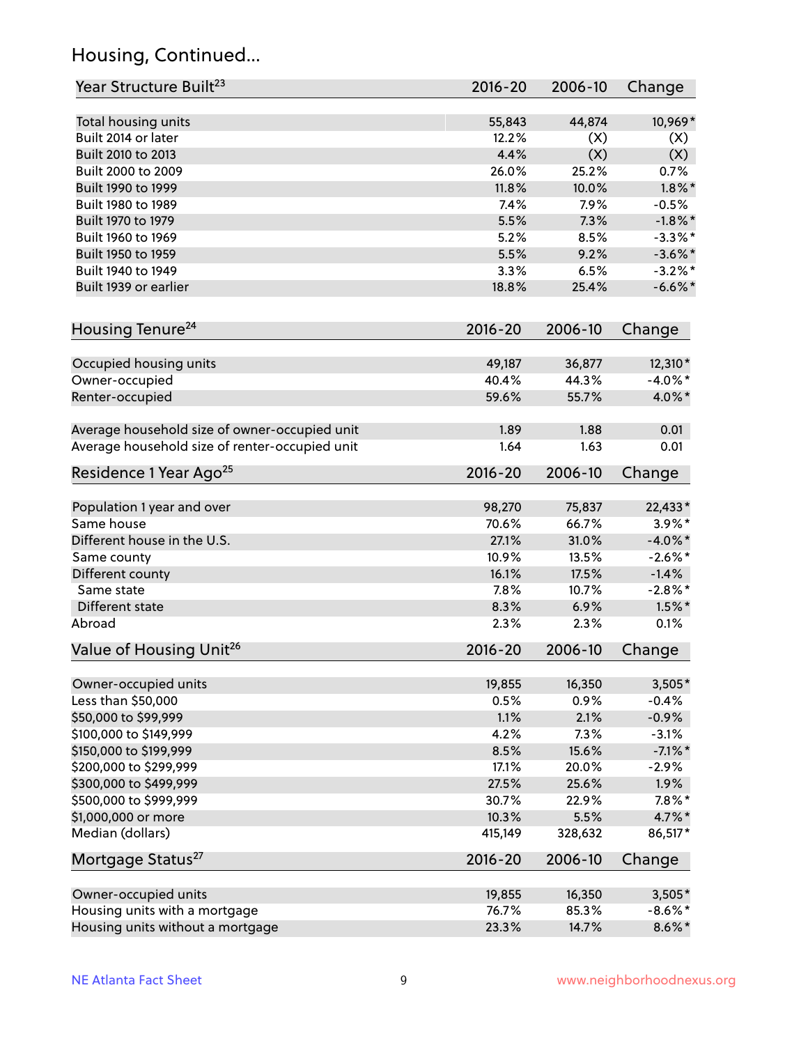## Housing, Continued...

| Year Structure Built[23] | 2016-20 | 2006-10 | Change |
|---|---|---|---|
| Total housing units | 55,843 | 44,874 | 10,969* |
| Built 2014 or later | 12.2% | (X) | (X) |
| Built 2010 to 2013 | 4.4% | (X) | (X) |
| Built 2000 to 2009 | 26.0% | 25.2% | 0.7% |
| Built 1990 to 1999 | 11.8% | 10.0% | 1.8%* |
| Built 1980 to 1989 | 7.4% | 7.9% | -0.5% |
| Built 1970 to 1979 | 5.5% | 7.3% | -1.8%* |
| Built 1960 to 1969 | 5.2% | 8.5% | -3.3%* |
| Built 1950 to 1959 | 5.5% | 9.2% | -3.6%* |
| Built 1940 to 1949 | 3.3% | 6.5% | -3.2%* |
| Built 1939 or earlier | 18.8% | 25.4% | -6.6%* |

| Housing Tenure[24] | 2016-20 | 2006-10 | Change |
|---|---|---|---|
| Occupied housing units | 49,187 | 36,877 | 12,310* |
| Owner-occupied | 40.4% | 44.3% | -4.0%* |
| Renter-occupied | 59.6% | 55.7% | 4.0%* |
| Average household size of owner-occupied unit | 1.89 | 1.88 | 0.01 |
| Average household size of renter-occupied unit | 1.64 | 1.63 | 0.01 |

| Residence 1 Year Ago[25] | 2016-20 | 2006-10 | Change |
|---|---|---|---|
| Population 1 year and over | 98,270 | 75,837 | 22,433* |
| Same house | 70.6% | 66.7% | 3.9%* |
| Different house in the U.S. | 27.1% | 31.0% | -4.0%* |
| Same county | 10.9% | 13.5% | -2.6%* |
| Different county | 16.1% | 17.5% | -1.4% |
| Same state | 7.8% | 10.7% | -2.8%* |
| Different state | 8.3% | 6.9% | 1.5%* |
| Abroad | 2.3% | 2.3% | 0.1% |

| Value of Housing Unit[26] | 2016-20 | 2006-10 | Change |
|---|---|---|---|
| Owner-occupied units | 19,855 | 16,350 | 3,505* |
| Less than $50,000 | 0.5% | 0.9% | -0.4% |
| $50,000 to $99,999 | 1.1% | 2.1% | -0.9% |
| $100,000 to $149,999 | 4.2% | 7.3% | -3.1% |
| $150,000 to $199,999 | 8.5% | 15.6% | -7.1%* |
| $200,000 to $299,999 | 17.1% | 20.0% | -2.9% |
| $300,000 to $499,999 | 27.5% | 25.6% | 1.9% |
| $500,000 to $999,999 | 30.7% | 22.9% | 7.8%* |
| $1,000,000 or more | 10.3% | 5.5% | 4.7%* |
| Median (dollars) | 415,149 | 328,632 | 86,517* |

| Mortgage Status[27] | 2016-20 | 2006-10 | Change |
|---|---|---|---|
| Owner-occupied units | 19,855 | 16,350 | 3,505* |
| Housing units with a mortgage | 76.7% | 85.3% | -8.6%* |
| Housing units without a mortgage | 23.3% | 14.7% | 8.6%* |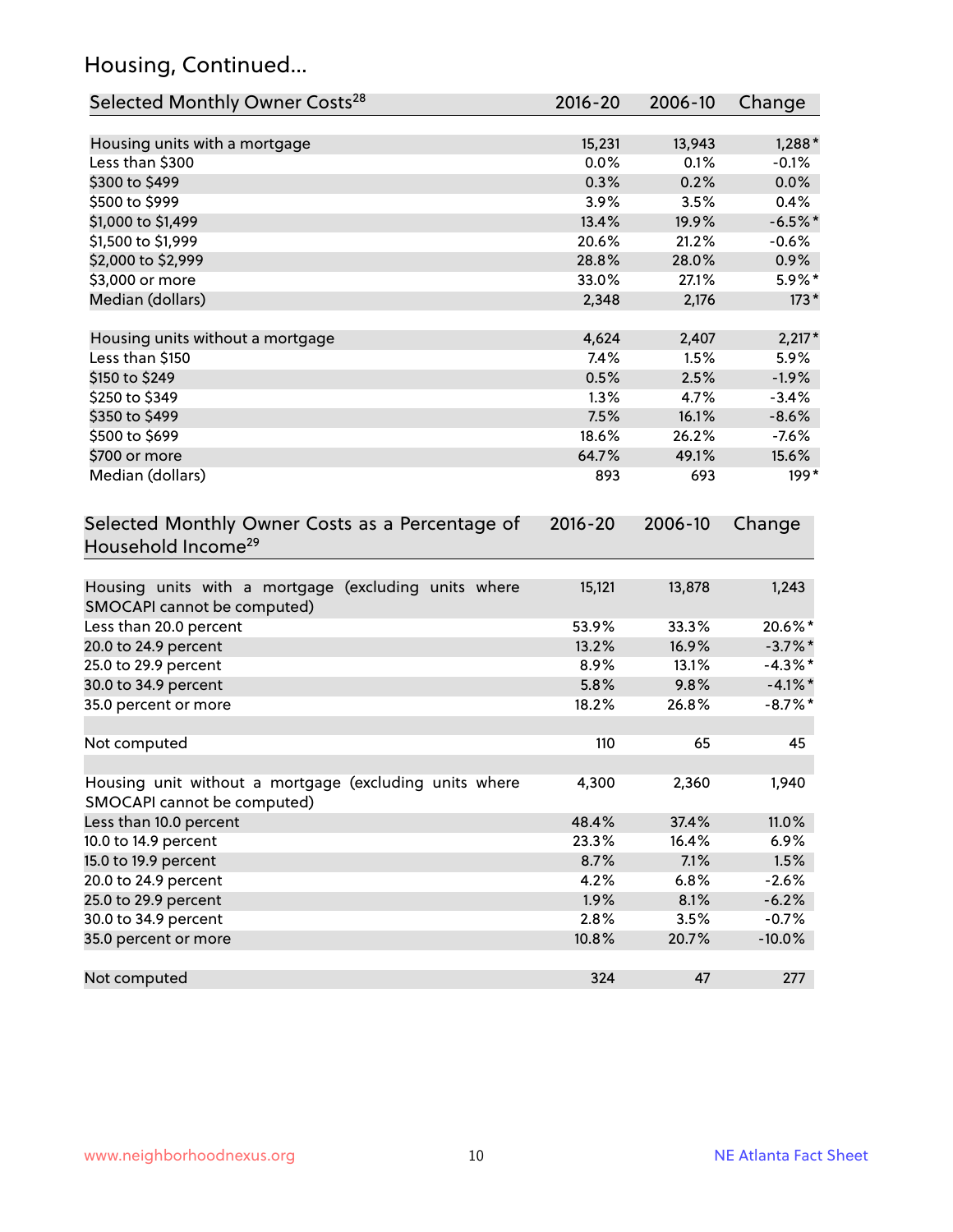## Housing, Continued...

| Selected Monthly Owner Costs[28] | 2016-20 | 2006-10 | Change |
|---|---|---|---|
| Housing units with a mortgage | 15,231 | 13,943 | 1,288* |
| Less than $300 | 0.0% | 0.1% | -0.1% |
| $300 to $499 | 0.3% | 0.2% | 0.0% |
| $500 to $999 | 3.9% | 3.5% | 0.4% |
| $1,000 to $1,499 | 13.4% | 19.9% | -6.5%* |
| $1,500 to $1,999 | 20.6% | 21.2% | -0.6% |
| $2,000 to $2,999 | 28.8% | 28.0% | 0.9% |
| $3,000 or more | 33.0% | 27.1% | 5.9%* |
| Median (dollars) | 2,348 | 2,176 | 173* |
| Housing units without a mortgage | 4,624 | 2,407 | 2,217* |
| Less than $150 | 7.4% | 1.5% | 5.9% |
| $150 to $249 | 0.5% | 2.5% | -1.9% |
| $250 to $349 | 1.3% | 4.7% | -3.4% |
| $350 to $499 | 7.5% | 16.1% | -8.6% |
| $500 to $699 | 18.6% | 26.2% | -7.6% |
| $700 or more | 64.7% | 49.1% | 15.6% |
| Median (dollars) | 893 | 693 | 199* |

| Selected Monthly Owner Costs as a Percentage of Household Income[29] | 2016-20 | 2006-10 | Change |
|---|---|---|---|
| Housing units with a mortgage (excluding units where SMOCAPI cannot be computed) | 15,121 | 13,878 | 1,243 |
| Less than 20.0 percent | 53.9% | 33.3% | 20.6%* |
| 20.0 to 24.9 percent | 13.2% | 16.9% | -3.7%* |
| 25.0 to 29.9 percent | 8.9% | 13.1% | -4.3%* |
| 30.0 to 34.9 percent | 5.8% | 9.8% | -4.1%* |
| 35.0 percent or more | 18.2% | 26.8% | -8.7%* |
| Not computed | 110 | 65 | 45 |
| Housing unit without a mortgage (excluding units where SMOCAPI cannot be computed) | 4,300 | 2,360 | 1,940 |
| Less than 10.0 percent | 48.4% | 37.4% | 11.0% |
| 10.0 to 14.9 percent | 23.3% | 16.4% | 6.9% |
| 15.0 to 19.9 percent | 8.7% | 7.1% | 1.5% |
| 20.0 to 24.9 percent | 4.2% | 6.8% | -2.6% |
| 25.0 to 29.9 percent | 1.9% | 8.1% | -6.2% |
| 30.0 to 34.9 percent | 2.8% | 3.5% | -0.7% |
| 35.0 percent or more | 10.8% | 20.7% | -10.0% |
| Not computed | 324 | 47 | 277 |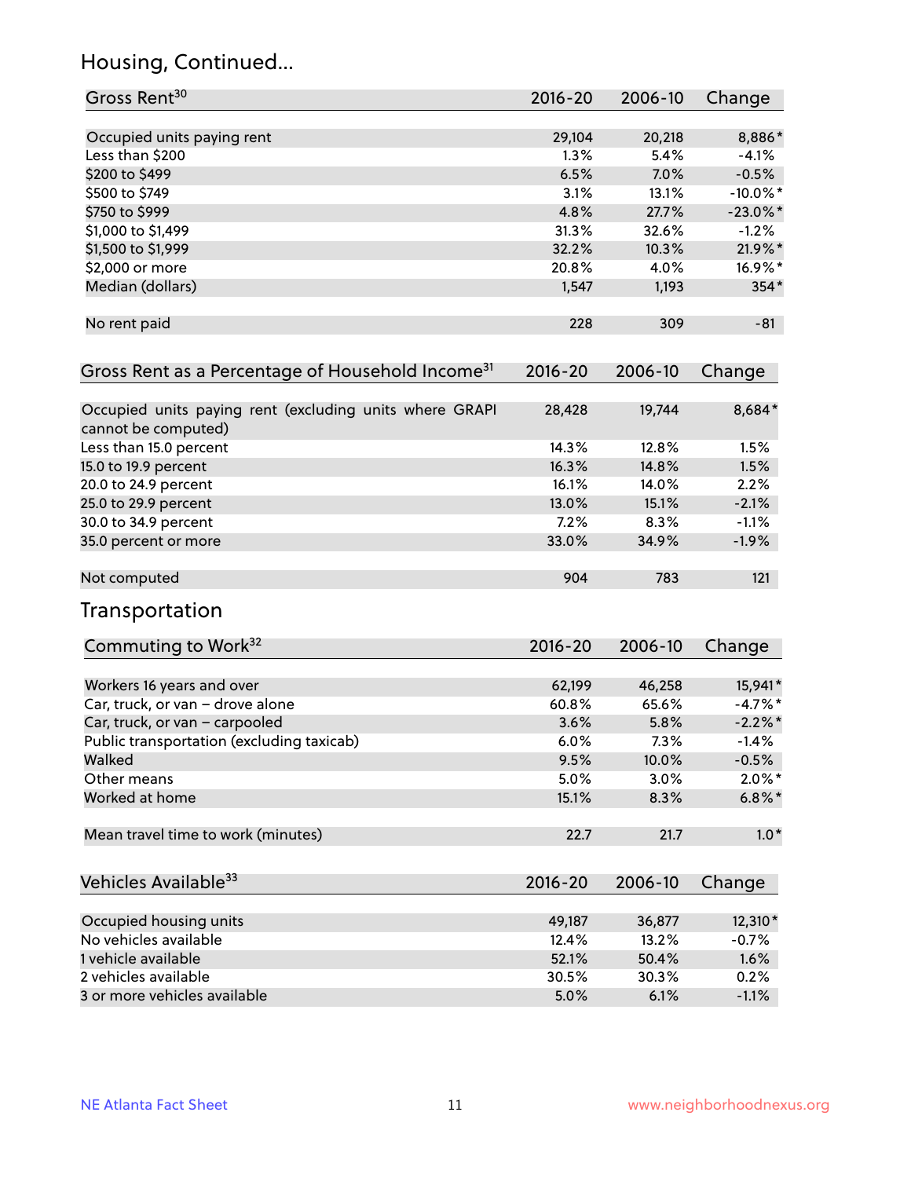## Housing, Continued...

| Gross Rent[30] | 2016-20 | 2006-10 | Change |
|---|---|---|---|
| Occupied units paying rent | 29,104 | 20,218 | 8,886* |
| Less than $200 | 1.3% | 5.4% | -4.1% |
| $200 to $499 | 6.5% | 7.0% | -0.5% |
| $500 to $749 | 3.1% | 13.1% | -10.0%* |
| $750 to $999 | 4.8% | 27.7% | -23.0%* |
| $1,000 to $1,499 | 31.3% | 32.6% | -1.2% |
| $1,500 to $1,999 | 32.2% | 10.3% | 21.9%* |
| $2,000 or more | 20.8% | 4.0% | 16.9%* |
| Median (dollars) | 1,547 | 1,193 | 354* |
| No rent paid | 228 | 309 | -81 |

| Gross Rent as a Percentage of Household Income[31] | 2016-20 | 2006-10 | Change |
|---|---|---|---|
| Occupied units paying rent (excluding units where GRAPI cannot be computed) | 28,428 | 19,744 | 8,684* |
| Less than 15.0 percent | 14.3% | 12.8% | 1.5% |
| 15.0 to 19.9 percent | 16.3% | 14.8% | 1.5% |
| 20.0 to 24.9 percent | 16.1% | 14.0% | 2.2% |
| 25.0 to 29.9 percent | 13.0% | 15.1% | -2.1% |
| 30.0 to 34.9 percent | 7.2% | 8.3% | -1.1% |
| 35.0 percent or more | 33.0% | 34.9% | -1.9% |
| Not computed | 904 | 783 | 121 |

## Transportation

| Commuting to Work[32] | 2016-20 | 2006-10 | Change |
|---|---|---|---|
| Workers 16 years and over | 62,199 | 46,258 | 15,941* |
| Car, truck, or van – drove alone | 60.8% | 65.6% | -4.7%* |
| Car, truck, or van – carpooled | 3.6% | 5.8% | -2.2%* |
| Public transportation (excluding taxicab) | 6.0% | 7.3% | -1.4% |
| Walked | 9.5% | 10.0% | -0.5% |
| Other means | 5.0% | 3.0% | 2.0%* |
| Worked at home | 15.1% | 8.3% | 6.8%* |
| Mean travel time to work (minutes) | 22.7 | 21.7 | 1.0* |

| Vehicles Available[33] | 2016-20 | 2006-10 | Change |
|---|---|---|---|
| Occupied housing units | 49,187 | 36,877 | 12,310* |
| No vehicles available | 12.4% | 13.2% | -0.7% |
| 1 vehicle available | 52.1% | 50.4% | 1.6% |
| 2 vehicles available | 30.5% | 30.3% | 0.2% |
| 3 or more vehicles available | 5.0% | 6.1% | -1.1% |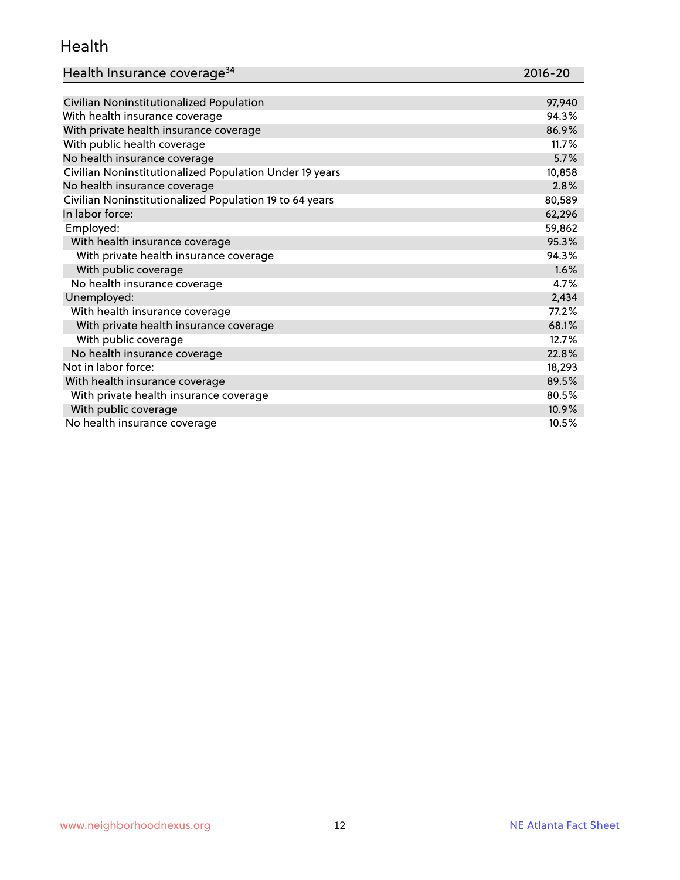## Health

| Health Insurance coverage[34] | 2016-20 |
|---|---|
| Civilian Noninstitutionalized Population | 97,940 |
| With health insurance coverage | 94.3% |
| With private health insurance coverage | 86.9% |
| With public health coverage | 11.7% |
| No health insurance coverage | 5.7% |
| Civilian Noninstitutionalized Population Under 19 years | 10,858 |
| No health insurance coverage | 2.8% |
| Civilian Noninstitutionalized Population 19 to 64 years | 80,589 |
| In labor force: | 62,296 |
| Employed: | 59,862 |
| With health insurance coverage | 95.3% |
| With private health insurance coverage | 94.3% |
| With public coverage | 1.6% |
| No health insurance coverage | 4.7% |
| Unemployed: | 2,434 |
| With health insurance coverage | 77.2% |
| With private health insurance coverage | 68.1% |
| With public coverage | 12.7% |
| No health insurance coverage | 22.8% |
| Not in labor force: | 18,293 |
| With health insurance coverage | 89.5% |
| With private health insurance coverage | 80.5% |
| With public coverage | 10.9% |
| No health insurance coverage | 10.5% |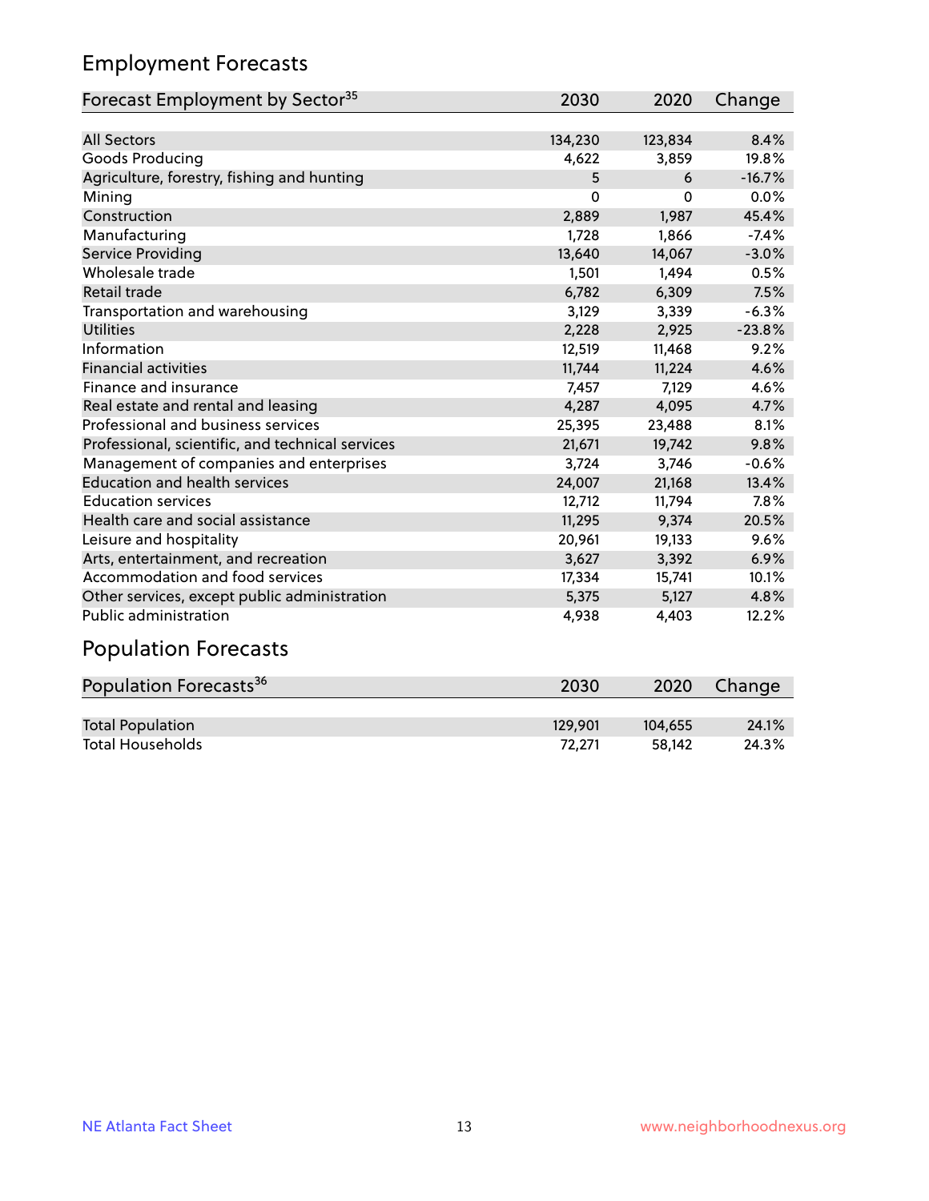## Employment Forecasts

| Forecast Employment by Sector[35] | 2030 | 2020 | Change |
|---|---|---|---|
| All Sectors | 134,230 | 123,834 | 8.4% |
| Goods Producing | 4,622 | 3,859 | 19.8% |
| Agriculture, forestry, fishing and hunting | 5 | 6 | -16.7% |
| Mining | 0 | 0 | 0.0% |
| Construction | 2,889 | 1,987 | 45.4% |
| Manufacturing | 1,728 | 1,866 | -7.4% |
| Service Providing | 13,640 | 14,067 | -3.0% |
| Wholesale trade | 1,501 | 1,494 | 0.5% |
| Retail trade | 6,782 | 6,309 | 7.5% |
| Transportation and warehousing | 3,129 | 3,339 | -6.3% |
| Utilities | 2,228 | 2,925 | -23.8% |
| Information | 12,519 | 11,468 | 9.2% |
| Financial activities | 11,744 | 11,224 | 4.6% |
| Finance and insurance | 7,457 | 7,129 | 4.6% |
| Real estate and rental and leasing | 4,287 | 4,095 | 4.7% |
| Professional and business services | 25,395 | 23,488 | 8.1% |
| Professional, scientific, and technical services | 21,671 | 19,742 | 9.8% |
| Management of companies and enterprises | 3,724 | 3,746 | -0.6% |
| Education and health services | 24,007 | 21,168 | 13.4% |
| Education services | 12,712 | 11,794 | 7.8% |
| Health care and social assistance | 11,295 | 9,374 | 20.5% |
| Leisure and hospitality | 20,961 | 19,133 | 9.6% |
| Arts, entertainment, and recreation | 3,627 | 3,392 | 6.9% |
| Accommodation and food services | 17,334 | 15,741 | 10.1% |
| Other services, except public administration | 5,375 | 5,127 | 4.8% |
| Public administration | 4,938 | 4,403 | 12.2% |

## Population Forecasts

| Population Forecasts[36] | 2030 | 2020 | Change |
|---|---|---|---|
| Total Population | 129,901 | 104,655 | 24.1% |
| Total Households | 72,271 | 58,142 | 24.3% |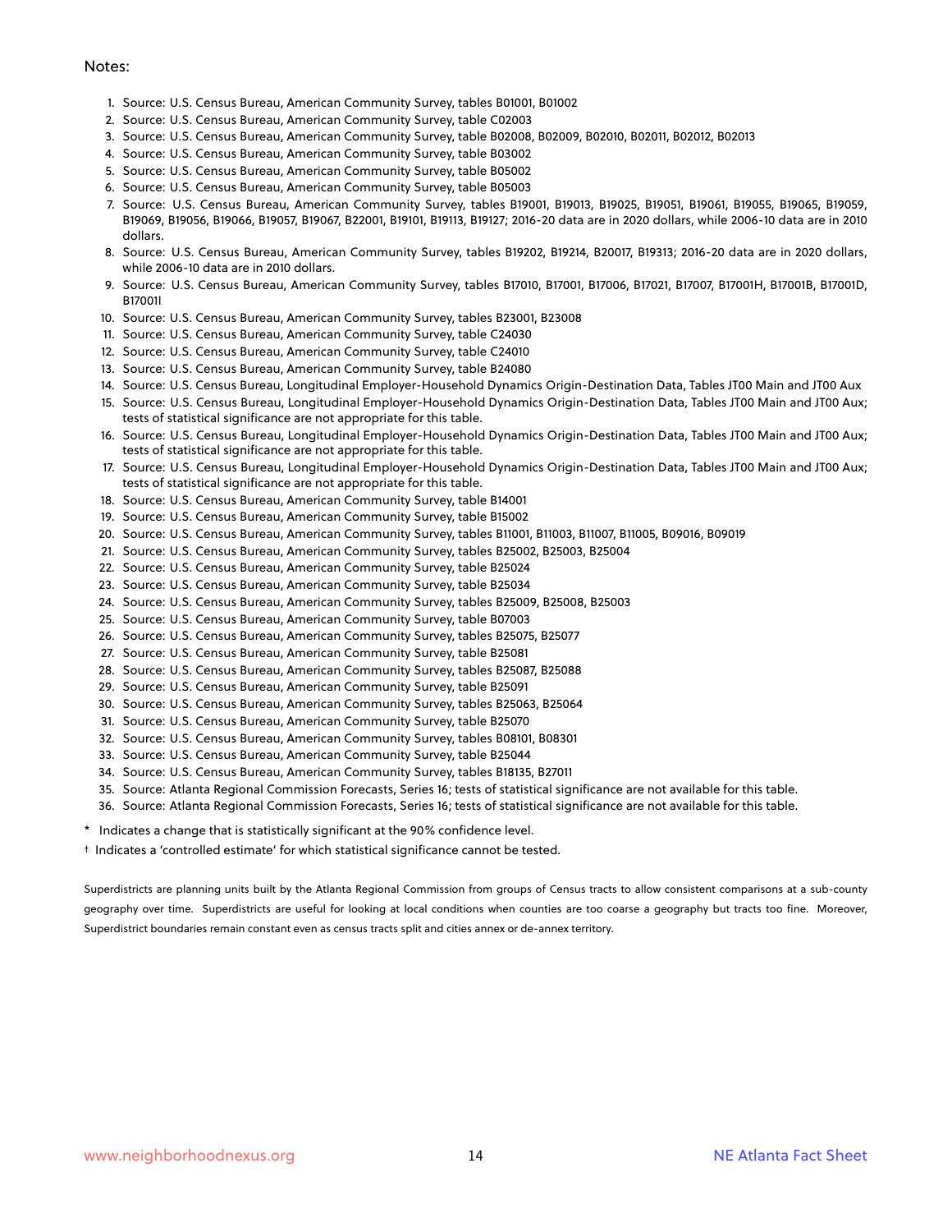Notes:

1. Source: U.S. Census Bureau, American Community Survey, tables B01001, B01002
2. Source: U.S. Census Bureau, American Community Survey, table C02003
3. Source: U.S. Census Bureau, American Community Survey, table B02008, B02009, B02010, B02011, B02012, B02013
4. Source: U.S. Census Bureau, American Community Survey, table B03002
5. Source: U.S. Census Bureau, American Community Survey, table B05002
6. Source: U.S. Census Bureau, American Community Survey, table B05003
7. Source: U.S. Census Bureau, American Community Survey, tables B19001, B19013, B19025, B19051, B19061, B19055, B19065, B19059, B19069, B19056, B19066, B19057, B19067, B22001, B19101, B19113, B19127; 2016-20 data are in 2020 dollars, while 2006-10 data are in 2010 dollars.
8. Source: U.S. Census Bureau, American Community Survey, tables B19202, B19214, B20017, B19313; 2016-20 data are in 2020 dollars, while 2006-10 data are in 2010 dollars.
9. Source: U.S. Census Bureau, American Community Survey, tables B17010, B17001, B17006, B17021, B17007, B17001H, B17001B, B17001D, B17001I
10. Source: U.S. Census Bureau, American Community Survey, tables B23001, B23008
11. Source: U.S. Census Bureau, American Community Survey, table C24030
12. Source: U.S. Census Bureau, American Community Survey, table C24010
13. Source: U.S. Census Bureau, American Community Survey, table B24080
14. Source: U.S. Census Bureau, Longitudinal Employer-Household Dynamics Origin-Destination Data, Tables JT00 Main and JT00 Aux
15. Source: U.S. Census Bureau, Longitudinal Employer-Household Dynamics Origin-Destination Data, Tables JT00 Main and JT00 Aux; tests of statistical significance are not appropriate for this table.
16. Source: U.S. Census Bureau, Longitudinal Employer-Household Dynamics Origin-Destination Data, Tables JT00 Main and JT00 Aux; tests of statistical significance are not appropriate for this table.
17. Source: U.S. Census Bureau, Longitudinal Employer-Household Dynamics Origin-Destination Data, Tables JT00 Main and JT00 Aux; tests of statistical significance are not appropriate for this table.
18. Source: U.S. Census Bureau, American Community Survey, table B14001
19. Source: U.S. Census Bureau, American Community Survey, table B15002
20. Source: U.S. Census Bureau, American Community Survey, tables B11001, B11003, B11007, B11005, B09016, B09019
21. Source: U.S. Census Bureau, American Community Survey, tables B25002, B25003, B25004
22. Source: U.S. Census Bureau, American Community Survey, table B25024
23. Source: U.S. Census Bureau, American Community Survey, table B25034
24. Source: U.S. Census Bureau, American Community Survey, tables B25009, B25008, B25003
25. Source: U.S. Census Bureau, American Community Survey, table B07003
26. Source: U.S. Census Bureau, American Community Survey, tables B25075, B25077
27. Source: U.S. Census Bureau, American Community Survey, table B25081
28. Source: U.S. Census Bureau, American Community Survey, tables B25087, B25088
29. Source: U.S. Census Bureau, American Community Survey, table B25091
30. Source: U.S. Census Bureau, American Community Survey, tables B25063, B25064
31. Source: U.S. Census Bureau, American Community Survey, table B25070
32. Source: U.S. Census Bureau, American Community Survey, tables B08101, B08301
33. Source: U.S. Census Bureau, American Community Survey, table B25044
34. Source: U.S. Census Bureau, American Community Survey, tables B18135, B27011
35. Source: Atlanta Regional Commission Forecasts, Series 16; tests of statistical significance are not available for this table.
36. Source: Atlanta Regional Commission Forecasts, Series 16; tests of statistical significance are not available for this table.

\* Indicates a change that is statistically significant at the 90% confidence level.

† Indicates a 'controlled estimate' for which statistical significance cannot be tested.

Superdistricts are planning units built by the Atlanta Regional Commission from groups of Census tracts to allow consistent comparisons at a sub-county geography over time. Superdistricts are useful for looking at local conditions when counties are too coarse a geography but tracts too fine. Moreover, Superdistrict boundaries remain constant even as census tracts split and cities annex or de-annex territory.